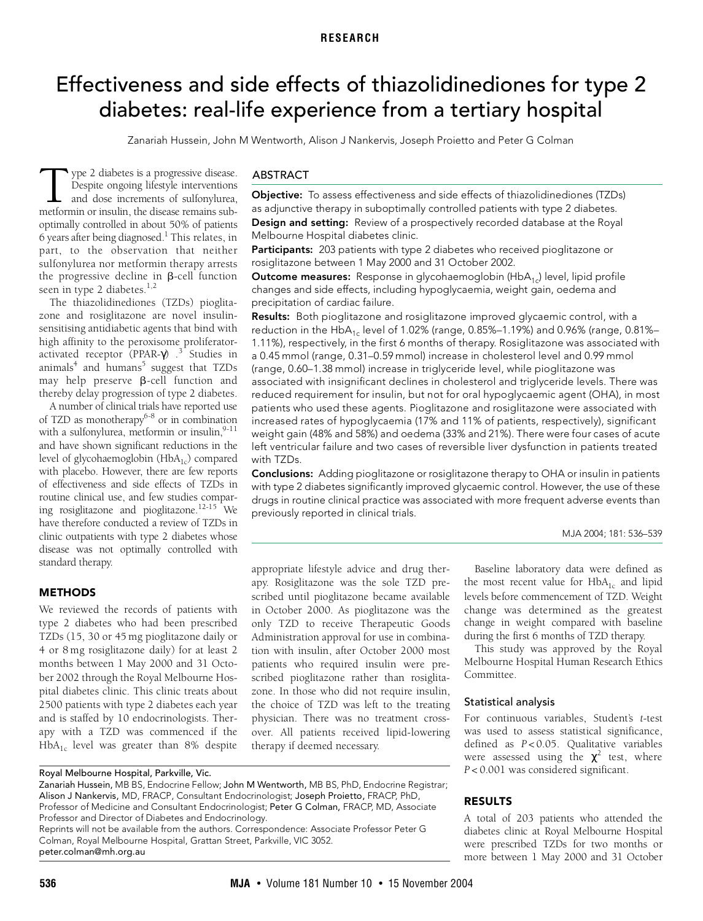RESEARCH

# Effectiveness and side effects of thiazolidinediones for type 2 diabetes: real-life experience from a tertiary hospital

Zanariah Hussein, John M Wentworth, Alison J Nankervis, Joseph Proietto and Peter G Colman

## ABSTRACT

**Objective:** To assess effectiveness and side effects of thiazolidinediones (TZDs) as adjunctive therapy in suboptimally controlled patients with type 2 diabetes.

**Design and setting:** Review of a prospectively recorded database at the Royal Melbourne Hospital diabetes clinic.

**Participants:** 203 patients with type 2 diabetes who received pioglitazone or rosiglitazone between 1 May 2000 and 31 October 2002.

**Outcome measures:** Response in glycohaemoglobin ($HbA_{1c}$) level, lipid profile changes and side effects, including hypoglycaemia, weight gain, oedema and precipitation of cardiac failure.

**Results:** Both pioglitazone and rosiglitazone improved glycaemic control, with a reduction in the $HbA_{1c}$ level of 1.02% (range, 0.85%–1.19%) and 0.96% (range, 0.81%–1.11%), respectively, in the first 6 months of therapy. Rosiglitazone was associated with a 0.45 mmol (range, 0.31–0.59 mmol) increase in cholesterol level and 0.99 mmol (range, 0.60–1.38 mmol) increase in triglyceride level, while pioglitazone was associated with insignificant declines in cholesterol and triglyceride levels. There was reduced requirement for insulin, but not for oral hypoglycaemic agent (OHA), in most patients who used these agents. Pioglitazone and rosiglitazone were associated with increased rates of hypoglycaemia (17% and 11% of patients, respectively), significant weight gain (48% and 58%) and oedema (33% and 21%). There were four cases of acute left ventricular failure and two cases of reversible liver dysfunction in patients treated with TZDs.

**Conclusions:** Adding pioglitazone or rosiglitazone therapy to OHA or insulin in patients with type 2 diabetes significantly improved glycaemic control. However, the use of these drugs in routine clinical practice was associated with more frequent adverse events than previously reported in clinical trials.

Type 2 diabetes is a progressive disease. Despite ongoing lifestyle interventions and dose increments of sulfonylurea, metformin or insulin, the disease remains suboptimally controlled in about 50% of patients 6 years after being diagnosed.[1] This relates, in part, to the observation that neither sulfonylurea nor metformin therapy arrests the progressive decline in β-cell function seen in type 2 diabetes.[1,2]

The thiazolidinediones (TZDs) pioglitazone and rosiglitazone are novel insulin-sensitising antidiabetic agents that bind with high affinity to the peroxisome proliferator-activated receptor (PPAR-γ).[3] Studies in animals[4] and humans[5] suggest that TZDs may help preserve β-cell function and thereby delay progression of type 2 diabetes.

A number of clinical trials have reported use of TZD as monotherapy[6-8] or in combination with a sulfonylurea, metformin or insulin,[9-11] and have shown significant reductions in the level of glycohaemoglobin ($HbA_{1c}$) compared with placebo. However, there are few reports of effectiveness and side effects of TZDs in routine clinical use, and few studies comparing rosiglitazone and pioglitazone.[12-15] We have therefore conducted a review of TZDs in clinic outpatients with type 2 diabetes whose disease was not optimally controlled with standard therapy.

## METHODS

We reviewed the records of patients with type 2 diabetes who had been prescribed TZDs (15, 30 or 45 mg pioglitazone daily or 4 or 8 mg rosiglitazone daily) for at least 2 months between 1 May 2000 and 31 October 2002 through the Royal Melbourne Hospital diabetes clinic. This clinic treats about 2500 patients with type 2 diabetes each year and is staffed by 10 endocrinologists. Therapy with a TZD was commenced if the $HbA_{1c}$ level was greater than 8% despite appropriate lifestyle advice and drug therapy. Rosiglitazone was the sole TZD prescribed until pioglitazone became available in October 2000. As pioglitazone was the only TZD to receive Therapeutic Goods Administration approval for use in combination with insulin, after October 2000 most patients who required insulin were prescribed pioglitazone rather than rosiglitazone. In those who did not require insulin, the choice of TZD was left to the treating physician. There was no treatment crossover. All patients received lipid-lowering therapy if deemed necessary.

Baseline laboratory data were defined as the most recent value for $HbA_{1c}$ and lipid levels before commencement of TZD. Weight change was determined as the greatest change in weight compared with baseline during the first 6 months of TZD therapy.

This study was approved by the Royal Melbourne Hospital Human Research Ethics Committee.

### Statistical analysis

For continuous variables, Student's *t*-test was used to assess statistical significance, defined as $P < 0.05$. Qualitative variables were assessed using the $\chi^2$ test, where $P < 0.001$ was considered significant.

## RESULTS

A total of 203 patients who attended the diabetes clinic at Royal Melbourne Hospital were prescribed TZDs for two months or more between 1 May 2000 and 31 October

Royal Melbourne Hospital, Parkville, Vic.

Zanariah Hussein, MB BS, Endocrine Fellow; John M Wentworth, MB BS, PhD, Endocrine Registrar; Alison J Nankervis, MD, FRACP, Consultant Endocrinologist; Joseph Proietto, FRACP, PhD, Professor of Medicine and Consultant Endocrinologist; Peter G Colman, FRACP, MD, Associate Professor and Director of Diabetes and Endocrinology.

Reprints will not be available from the authors. Correspondence: Associate Professor Peter G Colman, Royal Melbourne Hospital, Grattan Street, Parkville, VIC 3052. peter.colman@mh.org.au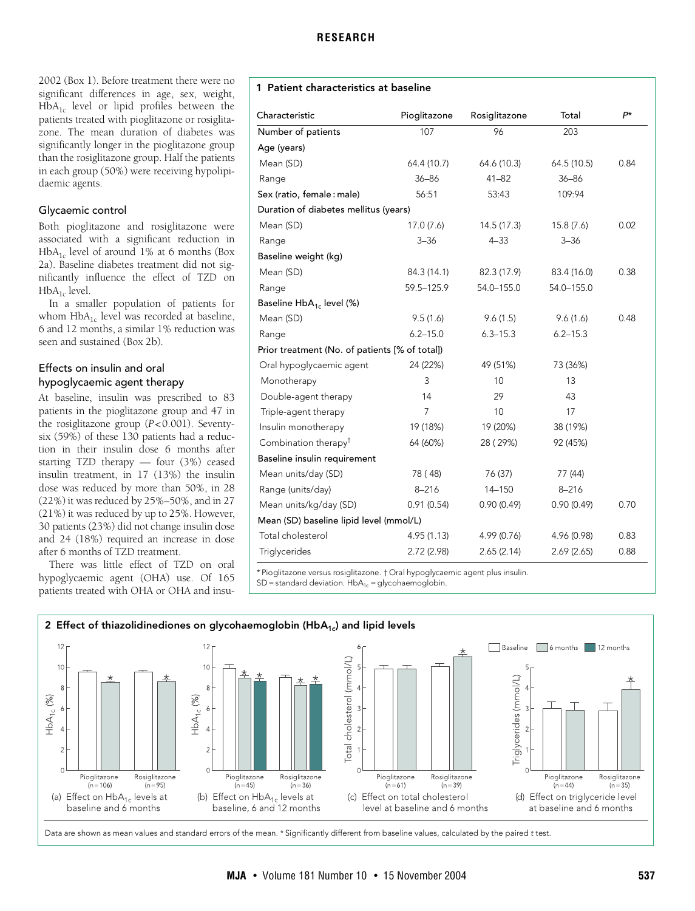2002 (Box 1). Before treatment there were no significant differences in age, sex, weight, $HbA_{1c}$ level or lipid profiles between the patients treated with pioglitazone or rosiglitazone. The mean duration of diabetes was significantly longer in the pioglitazone group than the rosiglitazone group. Half the patients in each group (50%) were receiving hypolipidaemic agents.

### Glycaemic control

Both pioglitazone and rosiglitazone were associated with a significant reduction in $HbA_{1c}$ level of around 1% at 6 months (Box 2a). Baseline diabetes treatment did not significantly influence the effect of TZD on $HbA_{1c}$ level.

In a smaller population of patients for whom $HbA_{1c}$ level was recorded at baseline, 6 and 12 months, a similar 1% reduction was seen and sustained (Box 2b).

### Effects on insulin and oral hypoglycaemic agent therapy

At baseline, insulin was prescribed to 83 patients in the pioglitazone group and 47 in the rosiglitazone group ($P<0.001$). Seventy-six (59%) of these 130 patients had a reduction in their insulin dose 6 months after starting TZD therapy — four (3%) ceased insulin treatment, in 17 (13%) the insulin dose was reduced by more than 50%, in 28 (22%) it was reduced by 25%–50%, and in 27 (21%) it was reduced by up to 25%. However, 30 patients (23%) did not change insulin dose and 24 (18%) required an increase in dose after 6 months of TZD treatment.

There was little effect of TZD on oral hypoglycaemic agent (OHA) use. Of 165 patients treated with OHA or OHA and insu-

**1 Patient characteristics at baseline**

| Characteristic | Pioglitazone | Rosiglitazone | Total | P* |
|---|---|---|---|---|
| Number of patients | 107 | 96 | 203 | |
| Age (years) | | | | |
| Mean (SD) | 64.4 (10.7) | 64.6 (10.3) | 64.5 (10.5) | 0.84 |
| Range | 36–86 | 41–82 | 36–86 | |
| Sex (ratio, female : male) | 56:51 | 53:43 | 109:94 | |
| Duration of diabetes mellitus (years) | | | | |
| Mean (SD) | 17.0 (7.6) | 14.5 (17.3) | 15.8 (7.6) | 0.02 |
| Range | 3–36 | 4–33 | 3–36 | |
| Baseline weight (kg) | | | | |
| Mean (SD) | 84.3 (14.1) | 82.3 (17.9) | 83.4 (16.0) | 0.38 |
| Range | 59.5–125.9 | 54.0–155.0 | 54.0–155.0 | |
| Baseline $HbA_{1c}$ level (%) | | | | |
| Mean (SD) | 9.5 (1.6) | 9.6 (1.5) | 9.6 (1.6) | 0.48 |
| Range | 6.2–15.0 | 6.3–15.3 | 6.2–15.3 | |
| Prior treatment (No. of patients [% of total]) | | | | |
| Oral hypoglycaemic agent | 24 (22%) | 49 (51%) | 73 (36%) | |
| Monotherapy | 3 | 10 | 13 | |
| Double-agent therapy | 14 | 29 | 43 | |
| Triple-agent therapy | 7 | 10 | 17 | |
| Insulin monotherapy | 19 (18%) | 19 (20%) | 38 (19%) | |
| Combination therapy† | 64 (60%) | 28 ( 29%) | 92 (45%) | |
| Baseline insulin requirement | | | | |
| Mean units/day (SD) | 78 ( 48) | 76 (37) | 77 (44) | |
| Range (units/day) | 8–216 | 14–150 | 8–216 | |
| Mean units/kg/day (SD) | 0.91 (0.54) | 0.90 (0.49) | 0.90 (0.49) | 0.70 |
| Mean (SD) baseline lipid level (mmol/L) | | | | |
| Total cholesterol | 4.95 (1.13) | 4.99 (0.76) | 4.96 (0.98) | 0.83 |
| Triglycerides | 2.72 (2.98) | 2.65 (2.14) | 2.69 (2.65) | 0.88 |

\* Pioglitazone versus rosiglitazone. † Oral hypoglycaemic agent plus insulin.
SD = standard deviation. $HbA_{1c}$ = glycohaemoglobin.

**2 Effect of thiazolidinediones on glycohaemoglobin ($HbA_{1c}$) and lipid levels**

(a) Effect on $HbA_{1c}$ levels at baseline and 6 months (Pioglitazone n = 106; Rosiglitazone n = 95)

(b) Effect on $HbA_{1c}$ levels at baseline, 6 and 12 months (Pioglitazone n = 45; Rosiglitazone n = 36)

(c) Effect on total cholesterol level at baseline and 6 months (Pioglitazone n = 61; Rosiglitazone n = 39)

(d) Effect on triglyceride level at baseline and 6 months (Pioglitazone n = 44; Rosiglitazone n = 35)

Data are shown as mean values and standard errors of the mean. * Significantly different from baseline values, calculated by the paired *t* test.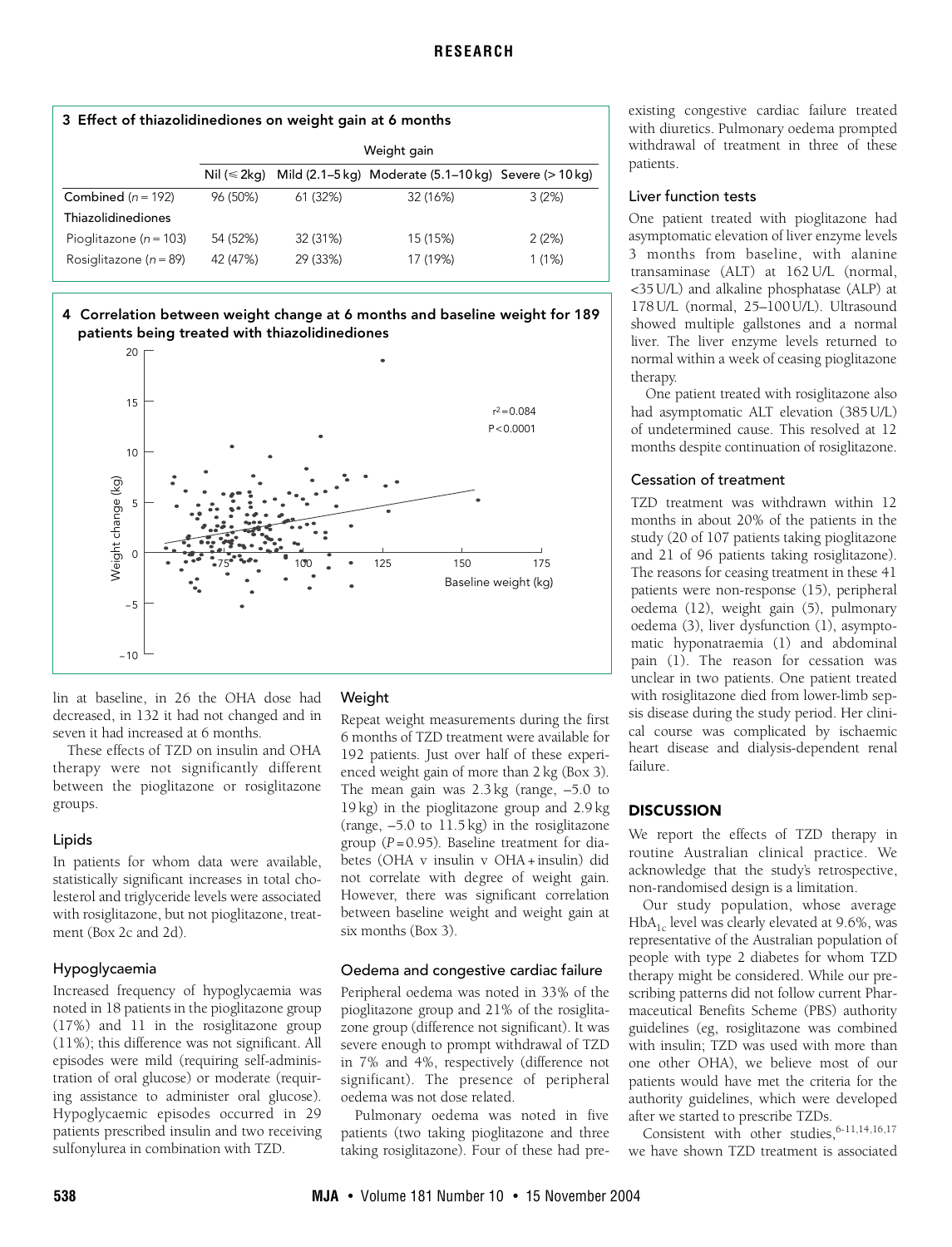**3 Effect of thiazolidinediones on weight gain at 6 months**

| | Weight gain | | | |
|---|---|---|---|---|
| | Nil (≤ 2kg) | Mild (2.1–5 kg) | Moderate (5.1–10 kg) | Severe (> 10 kg) |
| Combined ($n$ = 192) | 96 (50%) | 61 (32%) | 32 (16%) | 3 (2%) |
| Thiazolidinediones | | | | |
| Pioglitazone ($n$ = 103) | 54 (52%) | 32 (31%) | 15 (15%) | 2 (2%) |
| Rosiglitazone ($n$ = 89) | 42 (47%) | 29 (33%) | 17 (19%) | 1 (1%) |

**4 Correlation between weight change at 6 months and baseline weight for 189 patients being treated with thiazolidinediones**

$r^2$ = 0.084
$P$ < 0.0001

lin at baseline, in 26 the OHA dose had decreased, in 132 it had not changed and in seven it had increased at 6 months.

These effects of TZD on insulin and OHA therapy were not significantly different between the pioglitazone or rosiglitazone groups.

### Lipids

In patients for whom data were available, statistically significant increases in total cholesterol and triglyceride levels were associated with rosiglitazone, but not pioglitazone, treatment (Box 2c and 2d).

### Hypoglycaemia

Increased frequency of hypoglycaemia was noted in 18 patients in the pioglitazone group (17%) and 11 in the rosiglitazone group (11%); this difference was not significant. All episodes were mild (requiring self-administration of oral glucose) or moderate (requiring assistance to administer oral glucose). Hypoglycaemic episodes occurred in 29 patients prescribed insulin and two receiving sulfonylurea in combination with TZD.

### Weight

Repeat weight measurements during the first 6 months of TZD treatment were available for 192 patients. Just over half of these experienced weight gain of more than 2 kg (Box 3). The mean gain was 2.3 kg (range, –5.0 to 19 kg) in the pioglitazone group and 2.9 kg (range, –5.0 to 11.5 kg) in the rosiglitazone group ($P$ = 0.95). Baseline treatment for diabetes (OHA v insulin v OHA + insulin) did not correlate with degree of weight gain. However, there was significant correlation between baseline weight and weight gain at six months (Box 3).

### Oedema and congestive cardiac failure

Peripheral oedema was noted in 33% of the pioglitazone group and 21% of the rosiglitazone group (difference not significant). It was severe enough to prompt withdrawal of TZD in 7% and 4%, respectively (difference not significant). The presence of peripheral oedema was not dose related.

Pulmonary oedema was noted in five patients (two taking pioglitazone and three taking rosiglitazone). Four of these had pre-existing congestive cardiac failure treated with diuretics. Pulmonary oedema prompted withdrawal of treatment in three of these patients.

### Liver function tests

One patient treated with pioglitazone had asymptomatic elevation of liver enzyme levels 3 months from baseline, with alanine transaminase (ALT) at 162 U/L (normal, <35 U/L) and alkaline phosphatase (ALP) at 178 U/L (normal, 25–100 U/L). Ultrasound showed multiple gallstones and a normal liver. The liver enzyme levels returned to normal within a week of ceasing pioglitazone therapy.

One patient treated with rosiglitazone also had asymptomatic ALT elevation (385 U/L) of undetermined cause. This resolved at 12 months despite continuation of rosiglitazone.

### Cessation of treatment

TZD treatment was withdrawn within 12 months in about 20% of the patients in the study (20 of 107 patients taking pioglitazone and 21 of 96 patients taking rosiglitazone). The reasons for ceasing treatment in these 41 patients were non-response (15), peripheral oedema (12), weight gain (5), pulmonary oedema (3), liver dysfunction (1), asymptomatic hyponatraemia (1) and abdominal pain (1). The reason for cessation was unclear in two patients. One patient treated with rosiglitazone died from lower-limb sepsis disease during the study period. Her clinical course was complicated by ischaemic heart disease and dialysis-dependent renal failure.

## DISCUSSION

We report the effects of TZD therapy in routine Australian clinical practice. We acknowledge that the study's retrospective, non-randomised design is a limitation.

Our study population, whose average $HbA_{1c}$ level was clearly elevated at 9.6%, was representative of the Australian population of people with type 2 diabetes for whom TZD therapy might be considered. While our prescribing patterns did not follow current Pharmaceutical Benefits Scheme (PBS) authority guidelines (eg, rosiglitazone was combined with insulin; TZD was used with more than one other OHA), we believe most of our patients would have met the criteria for the authority guidelines, which were developed after we started to prescribe TZDs.

Consistent with other studies,[6-11,14,16,17] we have shown TZD treatment is associated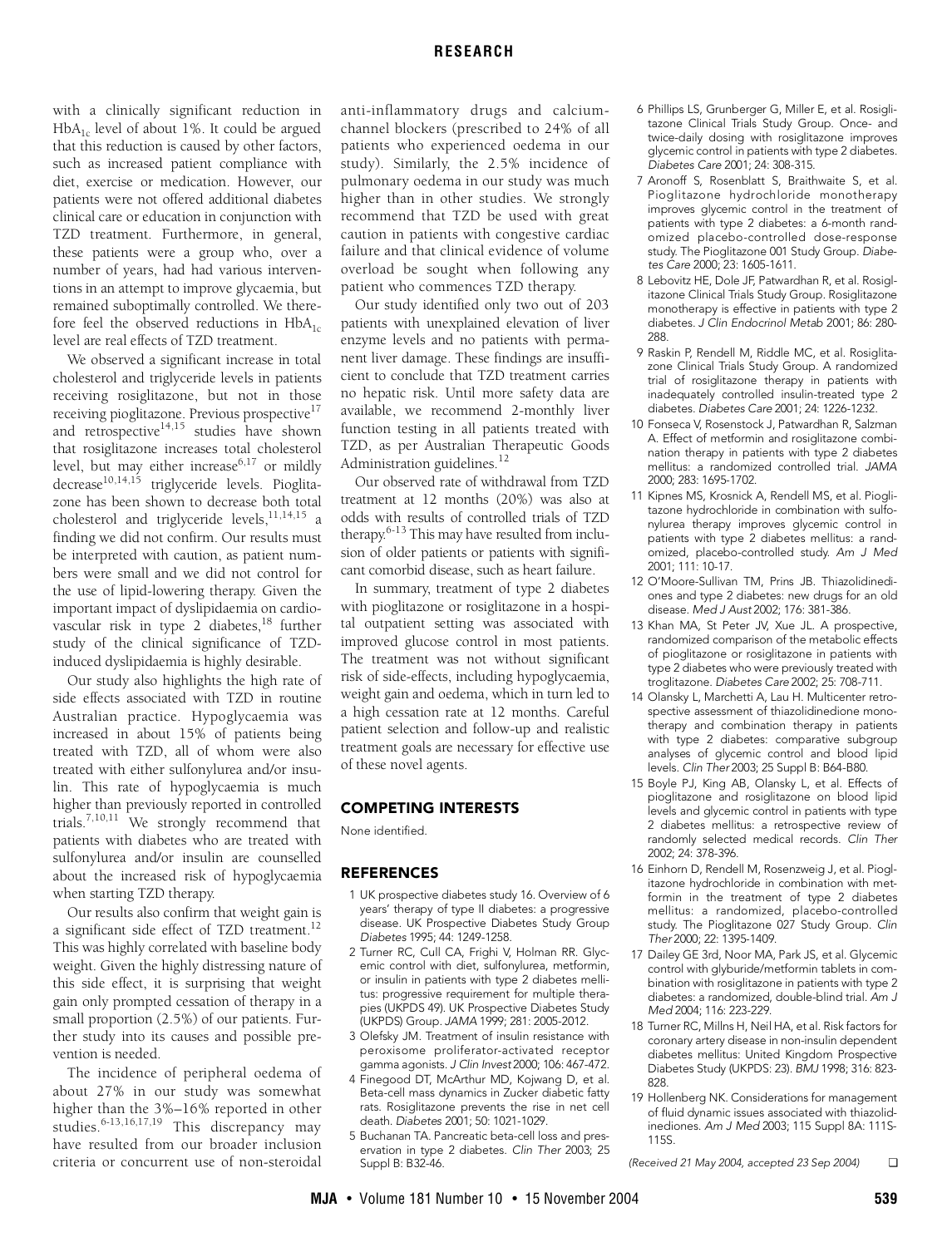with a clinically significant reduction in $HbA_{1c}$ level of about 1%. It could be argued that this reduction is caused by other factors, such as increased patient compliance with diet, exercise or medication. However, our patients were not offered additional diabetes clinical care or education in conjunction with TZD treatment. Furthermore, in general, these patients were a group who, over a number of years, had had various interventions in an attempt to improve glycaemia, but remained suboptimally controlled. We therefore feel the observed reductions in $HbA_{1c}$ level are real effects of TZD treatment.

We observed a significant increase in total cholesterol and triglyceride levels in patients receiving rosiglitazone, but not in those receiving pioglitazone. Previous prospective[17] and retrospective[14,15] studies have shown that rosiglitazone increases total cholesterol level, but may either increase[6,17] or mildly decrease[10,14,15] triglyceride levels. Pioglitazone has been shown to decrease both total cholesterol and triglyceride levels,[11,14,15] a finding we did not confirm. Our results must be interpreted with caution, as patient numbers were small and we did not control for the use of lipid-lowering therapy. Given the important impact of dyslipidaemia on cardiovascular risk in type 2 diabetes,[18] further study of the clinical significance of TZD-induced dyslipidaemia is highly desirable.

Our study also highlights the high rate of side effects associated with TZD in routine Australian practice. Hypoglycaemia was increased in about 15% of patients being treated with TZD, all of whom were also treated with either sulfonylurea and/or insulin. This rate of hypoglycaemia is much higher than previously reported in controlled trials.[7,10,11] We strongly recommend that patients with diabetes who are treated with sulfonylurea and/or insulin are counselled about the increased risk of hypoglycaemia when starting TZD therapy.

Our results also confirm that weight gain is a significant side effect of TZD treatment.[12] This was highly correlated with baseline body weight. Given the highly distressing nature of this side effect, it is surprising that weight gain only prompted cessation of therapy in a small proportion (2.5%) of our patients. Further study into its causes and possible prevention is needed.

The incidence of peripheral oedema of about 27% in our study was somewhat higher than the 3%–16% reported in other studies.[6-13,16,17,19] This discrepancy may have resulted from our broader inclusion criteria or concurrent use of non-steroidal anti-inflammatory drugs and calcium-channel blockers (prescribed to 24% of all patients who experienced oedema in our study). Similarly, the 2.5% incidence of pulmonary oedema in our study was much higher than in other studies. We strongly recommend that TZD be used with great caution in patients with congestive cardiac failure and that clinical evidence of volume overload be sought when following any patient who commences TZD therapy.

Our study identified only two out of 203 patients with unexplained elevation of liver enzyme levels and no patients with permanent liver damage. These findings are insufficient to conclude that TZD treatment carries no hepatic risk. Until more safety data are available, we recommend 2-monthly liver function testing in all patients treated with TZD, as per Australian Therapeutic Goods Administration guidelines.[12]

Our observed rate of withdrawal from TZD treatment at 12 months (20%) was also at odds with results of controlled trials of TZD therapy.[6-13] This may have resulted from inclusion of older patients or patients with significant comorbid disease, such as heart failure.

In summary, treatment of type 2 diabetes with pioglitazone or rosiglitazone in a hospital outpatient setting was associated with improved glucose control in most patients. The treatment was not without significant risk of side-effects, including hypoglycaemia, weight gain and oedema, which in turn led to a high cessation rate at 12 months. Careful patient selection and follow-up and realistic treatment goals are necessary for effective use of these novel agents.

## COMPETING INTERESTS

None identified.

## REFERENCES

1. UK prospective diabetes study 16. Overview of 6 years' therapy of type II diabetes: a progressive disease. UK Prospective Diabetes Study Group *Diabetes* 1995; 44: 1249-1258.
2. Turner RC, Cull CA, Frighi V, Holman RR. Glycemic control with diet, sulfonylurea, metformin, or insulin in patients with type 2 diabetes mellitus: progressive requirement for multiple therapies (UKPDS 49). UK Prospective Diabetes Study (UKPDS) Group. *JAMA* 1999; 281: 2005-2012.
3. Olefsky JM. Treatment of insulin resistance with peroxisome proliferator-activated receptor gamma agonists. *J Clin Invest* 2000; 106: 467-472.
4. Finegood DT, McArthur MD, Kojwang D, et al. Beta-cell mass dynamics in Zucker diabetic fatty rats. Rosiglitazone prevents the rise in net cell death. *Diabetes* 2001; 50: 1021-1029.
5. Buchanan TA. Pancreatic beta-cell loss and preservation in type 2 diabetes. *Clin Ther* 2003; 25 Suppl B: B32-46.
6. Phillips LS, Grunberger G, Miller E, et al. Rosiglitazone Clinical Trials Study Group. Once- and twice-daily dosing with rosiglitazone improves glycemic control in patients with type 2 diabetes. *Diabetes Care* 2001; 24: 308-315.
7. Aronoff S, Rosenblatt S, Braithwaite S, et al. Pioglitazone hydrochloride monotherapy improves glycemic control in the treatment of patients with type 2 diabetes: a 6-month randomized placebo-controlled dose-response study. The Pioglitazone 001 Study Group. *Diabetes Care* 2000; 23: 1605-1611.
8. Lebovitz HE, Dole JF, Patwardhan R, et al. Rosiglitazone Clinical Trials Study Group. Rosiglitazone monotherapy is effective in patients with type 2 diabetes. *J Clin Endocrinol Metab* 2001; 86: 280-288.
9. Raskin P, Rendell M, Riddle MC, et al. Rosiglitazone Clinical Trials Study Group. A randomized trial of rosiglitazone therapy in patients with inadequately controlled insulin-treated type 2 diabetes. *Diabetes Care* 2001; 24: 1226-1232.
10. Fonseca V, Rosenstock J, Patwardhan R, Salzman A. Effect of metformin and rosiglitazone combination therapy in patients with type 2 diabetes mellitus: a randomized controlled trial. *JAMA* 2000; 283: 1695-1702.
11. Kipnes MS, Krosnick A, Rendell MS, et al. Pioglitazone hydrochloride in combination with sulfonylurea therapy improves glycemic control in patients with type 2 diabetes mellitus: a randomized, placebo-controlled study. *Am J Med* 2001; 111: 10-17.
12. O'Moore-Sullivan TM, Prins JB. Thiazolidinediones and type 2 diabetes: new drugs for an old disease. *Med J Aust* 2002; 176: 381-386.
13. Khan MA, St Peter JV, Xue JL. A prospective, randomized comparison of the metabolic effects of pioglitazone or rosiglitazone in patients with type 2 diabetes who were previously treated with troglitazone. *Diabetes Care* 2002; 25: 708-711.
14. Olansky L, Marchetti A, Lau H. Multicenter retrospective assessment of thiazolidinedione monotherapy and combination therapy in patients with type 2 diabetes: comparative subgroup analyses of glycemic control and blood lipid levels. *Clin Ther* 2003; 25 Suppl B: B64-B80.
15. Boyle PJ, King AB, Olansky L, et al. Effects of pioglitazone and rosiglitazone on blood lipid levels and glycemic control in patients with type 2 diabetes mellitus: a retrospective review of randomly selected medical records. *Clin Ther* 2002; 24: 378-396.
16. Einhorn D, Rendell M, Rosenzweig J, et al. Pioglitazone hydrochloride in combination with metformin in the treatment of type 2 diabetes mellitus: a randomized, placebo-controlled study. The Pioglitazone 027 Study Group. *Clin Ther* 2000; 22: 1395-1409.
17. Dailey GE 3rd, Noor MA, Park JS, et al. Glycemic control with glyburide/metformin tablets in combination with rosiglitazone in patients with type 2 diabetes: a randomized, double-blind trial. *Am J Med* 2004; 116: 223-229.
18. Turner RC, Millns H, Neil HA, et al. Risk factors for coronary artery disease in non-insulin dependent diabetes mellitus: United Kingdom Prospective Diabetes Study (UKPDS: 23). *BMJ* 1998; 316: 823-828.
19. Hollenberg NK. Considerations for management of fluid dynamic issues associated with thiazolidinediones. *Am J Med* 2003; 115 Suppl 8A: 111S-115S.

*(Received 21 May 2004, accepted 23 Sep 2004)*